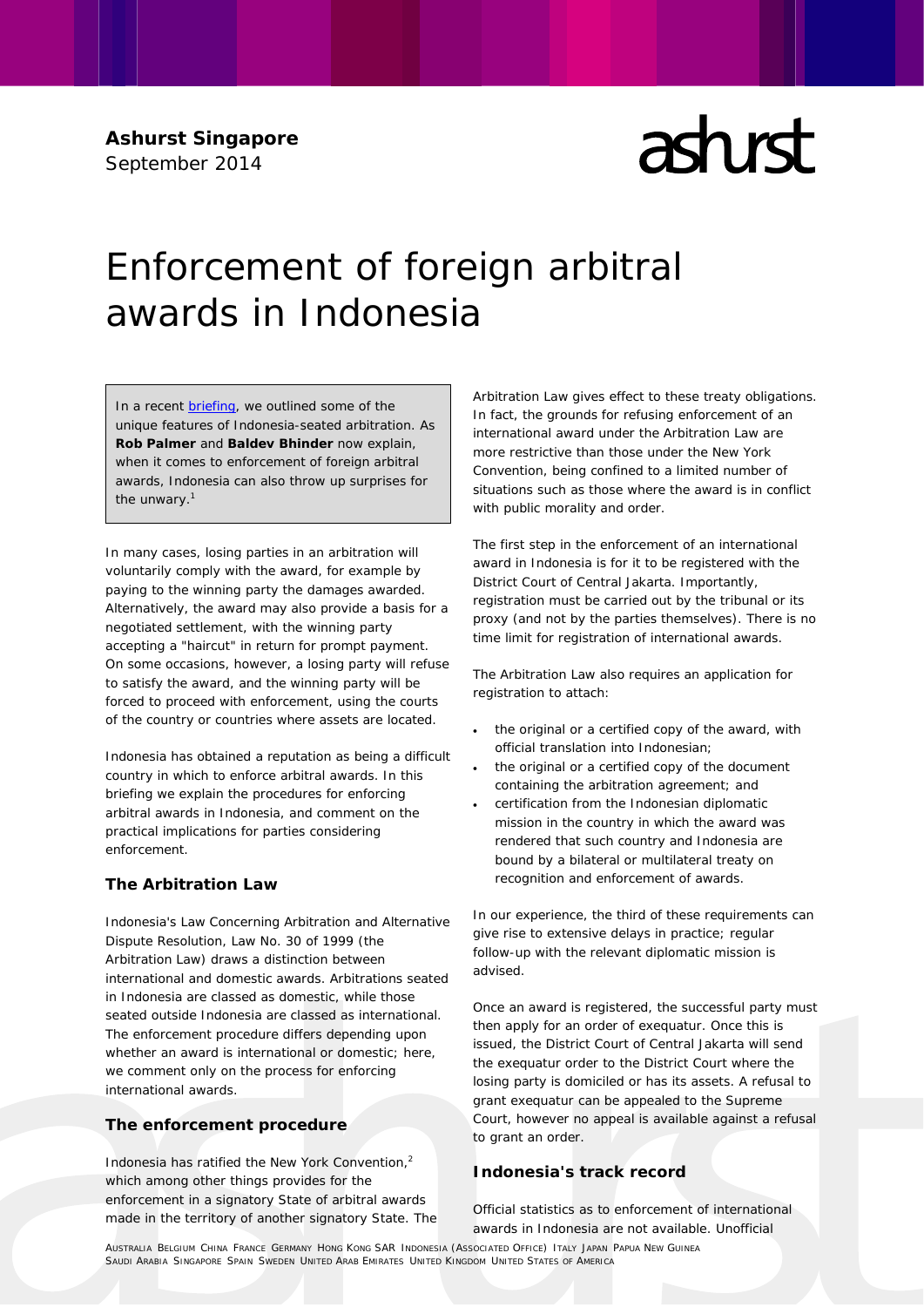**Ashurst Singapore**
September 2014

# Enforcement of foreign arbitral awards in Indonesia

In a recent briefing, we outlined some of the unique features of Indonesia-seated arbitration. As **Rob Palmer** and **Baldev Bhinder** now explain, when it comes to enforcement of foreign arbitral awards, Indonesia can also throw up surprises for the unwary.[1]

In many cases, losing parties in an arbitration will voluntarily comply with the award, for example by paying to the winning party the damages awarded. Alternatively, the award may also provide a basis for a negotiated settlement, with the winning party accepting a "haircut" in return for prompt payment. On some occasions, however, a losing party will refuse to satisfy the award, and the winning party will be forced to proceed with enforcement, using the courts of the country or countries where assets are located.

Indonesia has obtained a reputation as being a difficult country in which to enforce arbitral awards. In this briefing we explain the procedures for enforcing arbitral awards in Indonesia, and comment on the practical implications for parties considering enforcement.

## The Arbitration Law

Indonesia's Law Concerning Arbitration and Alternative Dispute Resolution, Law No. 30 of 1999 (the Arbitration Law) draws a distinction between international and domestic awards. Arbitrations seated in Indonesia are classed as domestic, while those seated outside Indonesia are classed as international. The enforcement procedure differs depending upon whether an award is international or domestic; here, we comment only on the process for enforcing international awards.

## The enforcement procedure

Indonesia has ratified the New York Convention,[2] which among other things provides for the enforcement in a signatory State of arbitral awards made in the territory of another signatory State. The Arbitration Law gives effect to these treaty obligations. In fact, the grounds for refusing enforcement of an international award under the Arbitration Law are more restrictive than those under the New York Convention, being confined to a limited number of situations such as those where the award is in conflict with public morality and order.

The first step in the enforcement of an international award in Indonesia is for it to be registered with the District Court of Central Jakarta. Importantly, registration must be carried out by the tribunal or its proxy (and not by the parties themselves). There is no time limit for registration of international awards.

The Arbitration Law also requires an application for registration to attach:

- the original or a certified copy of the award, with official translation into Indonesian;
- the original or a certified copy of the document containing the arbitration agreement; and
- certification from the Indonesian diplomatic mission in the country in which the award was rendered that such country and Indonesia are bound by a bilateral or multilateral treaty on recognition and enforcement of awards.

In our experience, the third of these requirements can give rise to extensive delays in practice; regular follow-up with the relevant diplomatic mission is advised.

Once an award is registered, the successful party must then apply for an order of exequatur. Once this is issued, the District Court of Central Jakarta will send the exequatur order to the District Court where the losing party is domiciled or has its assets. A refusal to grant exequatur can be appealed to the Supreme Court, however no appeal is available against a refusal to grant an order.

## Indonesia's track record

Official statistics as to enforcement of international awards in Indonesia are not available. Unofficial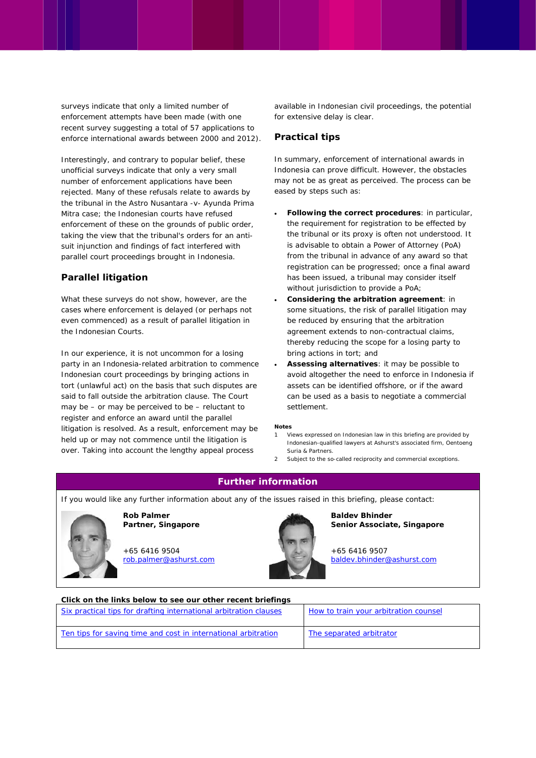surveys indicate that only a limited number of enforcement attempts have been made (with one recent survey suggesting a total of 57 applications to enforce international awards between 2000 and 2012).

Interestingly, and contrary to popular belief, these unofficial surveys indicate that only a very small number of enforcement applications have been rejected. Many of these refusals relate to awards by the tribunal in the Astro Nusantara -v- Ayunda Prima Mitra case; the Indonesian courts have refused enforcement of these on the grounds of public order, taking the view that the tribunal's orders for an anti-suit injunction and findings of fact interfered with parallel court proceedings brought in Indonesia.

## Parallel litigation

What these surveys do not show, however, are the cases where enforcement is delayed (or perhaps not even commenced) as a result of parallel litigation in the Indonesian Courts.

In our experience, it is not uncommon for a losing party in an Indonesia-related arbitration to commence Indonesian court proceedings by bringing actions in tort (unlawful act) on the basis that such disputes are said to fall outside the arbitration clause. The Court may be – or may be perceived to be – reluctant to register and enforce an award until the parallel litigation is resolved. As a result, enforcement may be held up or may not commence until the litigation is over. Taking into account the lengthy appeal process available in Indonesian civil proceedings, the potential for extensive delay is clear.

## Practical tips

In summary, enforcement of international awards in Indonesia can prove difficult. However, the obstacles may not be as great as perceived. The process can be eased by steps such as:

- **Following the correct procedures**: in particular, the requirement for registration to be effected by the tribunal or its proxy is often not understood. It is advisable to obtain a Power of Attorney (PoA) from the tribunal in advance of any award so that registration can be progressed; once a final award has been issued, a tribunal may consider itself without jurisdiction to provide a PoA;
- **Considering the arbitration agreement**: in some situations, the risk of parallel litigation may be reduced by ensuring that the arbitration agreement extends to non-contractual claims, thereby reducing the scope for a losing party to bring actions in tort; and
- **Assessing alternatives**: it may be possible to avoid altogether the need to enforce in Indonesia if assets can be identified offshore, or if the award can be used as a basis to negotiate a commercial settlement.

**Notes**

1 Views expressed on Indonesian law in this briefing are provided by Indonesian-qualified lawyers at Ashurst's associated firm, Oentoeng Suria & Partners.

2 Subject to the so-called reciprocity and commercial exceptions.

## Further information

If you would like any further information about any of the issues raised in this briefing, please contact:

**Rob Palmer**
**Partner, Singapore**

+65 6416 9504
rob.palmer@ashurst.com

**Baldev Bhinder**
**Senior Associate, Singapore**

+65 6416 9507
baldev.bhinder@ashurst.com

**Click on the links below to see our other recent briefings**

| Six practical tips for drafting international arbitration clauses | How to train your arbitration counsel |
|---|---|
| Ten tips for saving time and cost in international arbitration | The separated arbitrator |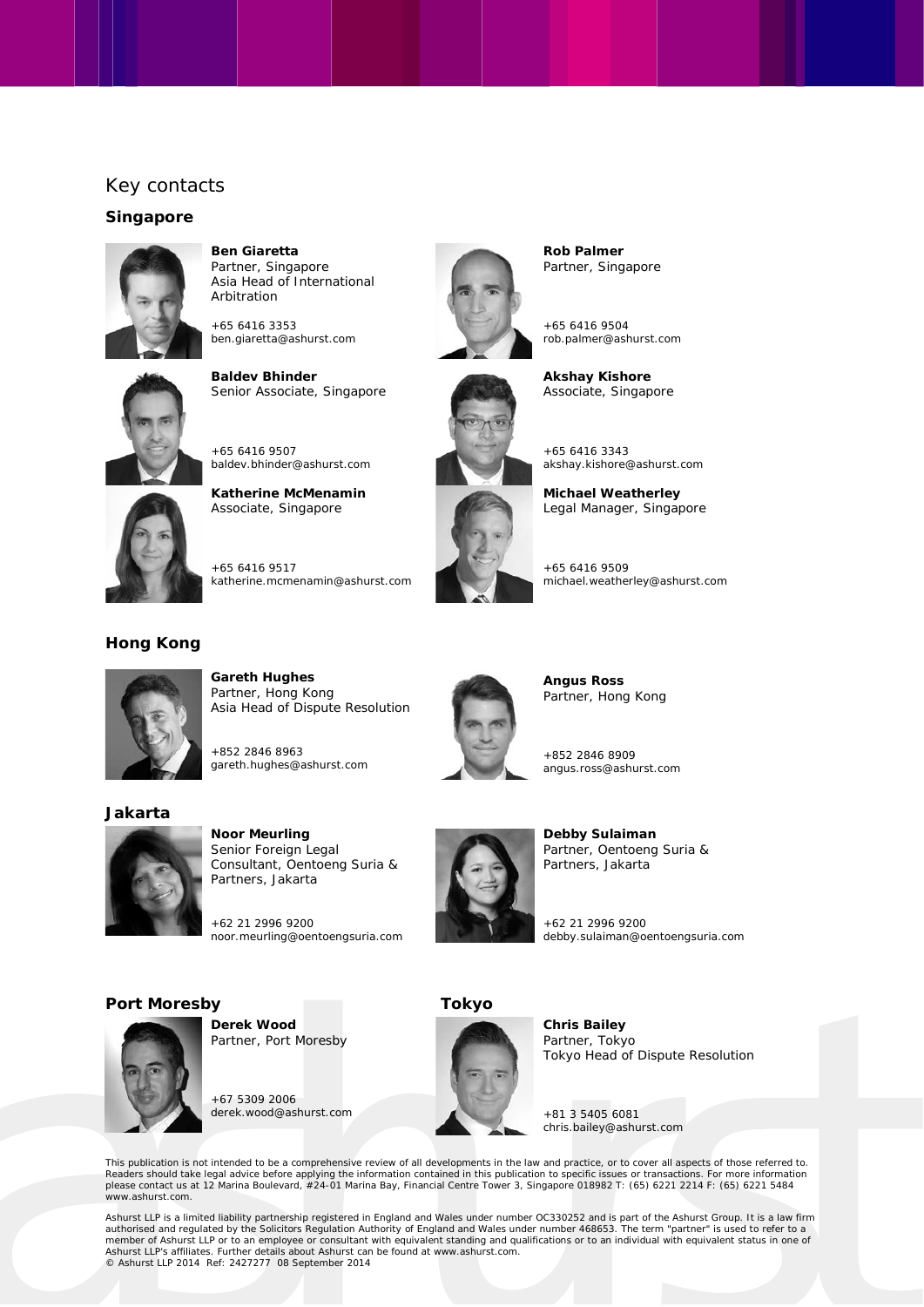# Key contacts

## Singapore

**Ben Giaretta**
Partner, Singapore
Asia Head of International Arbitration

+65 6416 3353
ben.giaretta@ashurst.com

**Rob Palmer**
Partner, Singapore

+65 6416 9504
rob.palmer@ashurst.com

**Baldev Bhinder**
Senior Associate, Singapore

+65 6416 9507
baldev.bhinder@ashurst.com

**Akshay Kishore**
Associate, Singapore

+65 6416 3343
akshay.kishore@ashurst.com

**Katherine McMenamin**
Associate, Singapore

+65 6416 9517
katherine.mcmenamin@ashurst.com

**Michael Weatherley**
Legal Manager, Singapore

+65 6416 9509
michael.weatherley@ashurst.com

## Hong Kong

**Gareth Hughes**
Partner, Hong Kong
Asia Head of Dispute Resolution

+852 2846 8963
gareth.hughes@ashurst.com

**Angus Ross**
Partner, Hong Kong

+852 2846 8909
angus.ross@ashurst.com

## Jakarta

**Noor Meurling**
Senior Foreign Legal Consultant, Oentoeng Suria & Partners, Jakarta

+62 21 2996 9200
noor.meurling@oentoengsuria.com

**Debby Sulaiman**
Partner, Oentoeng Suria & Partners, Jakarta

+62 21 2996 9200
debby.sulaiman@oentoengsuria.com

## Port Moresby

**Derek Wood**
Partner, Port Moresby

+67 5309 2006
derek.wood@ashurst.com

## Tokyo

**Chris Bailey**
Partner, Tokyo
Tokyo Head of Dispute Resolution

+81 3 5405 6081
chris.bailey@ashurst.com

This publication is not intended to be a comprehensive review of all developments in the law and practice, or to cover all aspects of those referred to. Readers should take legal advice before applying the information contained in this publication to specific issues or transactions. For more information please contact us at 12 Marina Boulevard, #24-01 Marina Bay, Financial Centre Tower 3, Singapore 018982 T: (65) 6221 2214 F: (65) 6221 5484 www.ashurst.com.

Ashurst LLP is a limited liability partnership registered in England and Wales under number OC330252 and is part of the Ashurst Group. It is a law firm authorised and regulated by the Solicitors Regulation Authority of England and Wales under number 468653. The term "partner" is used to refer to a member of Ashurst LLP or to an employee or consultant with equivalent standing and qualifications or to an individual with equivalent status in one of Ashurst LLP's affiliates. Further details about Ashurst can be found at www.ashurst.com.
© Ashurst LLP 2014 Ref: 2427277 08 September 2014